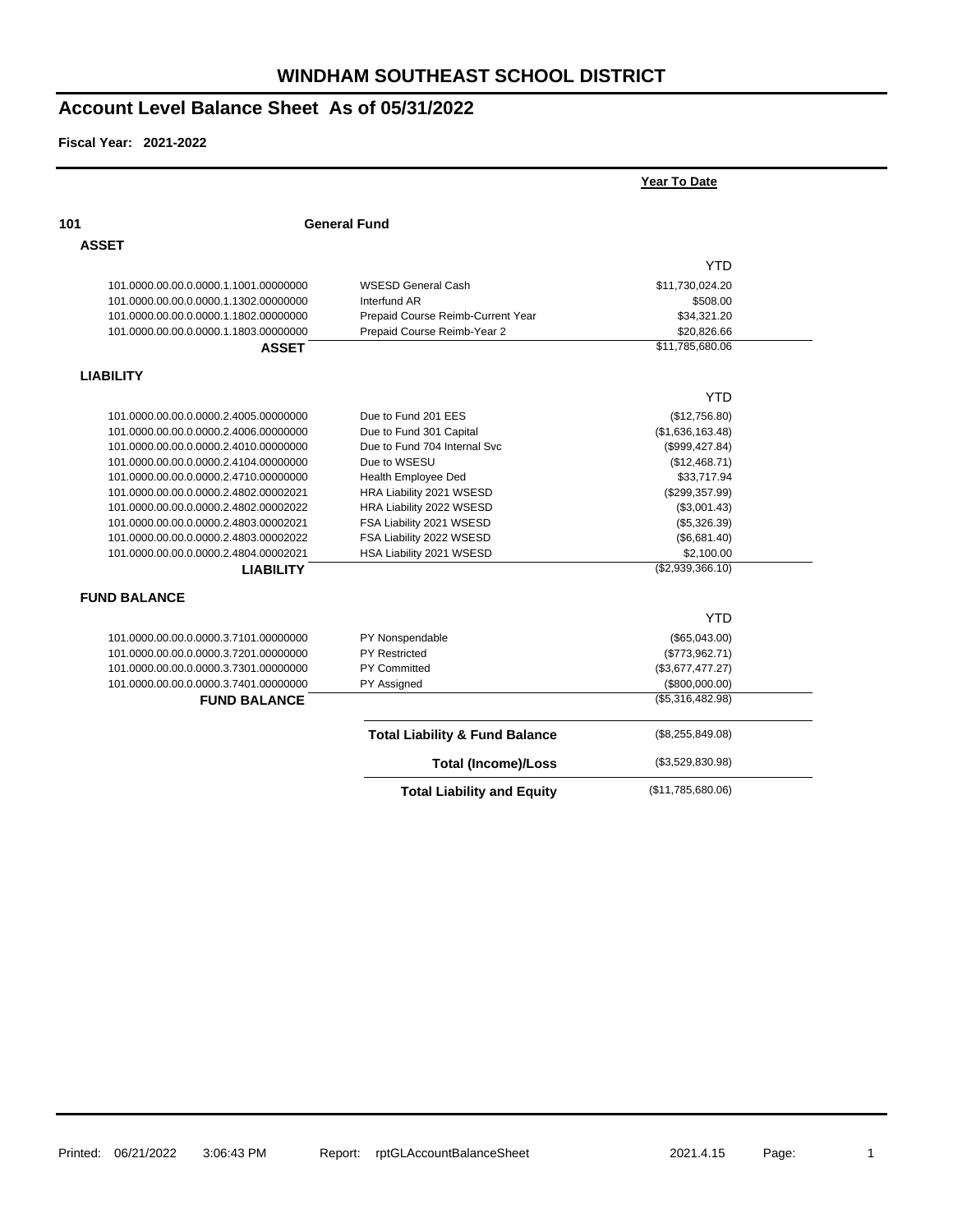# WINDHAM SOUTHEAST SCHOOL DISTRICT

## Account Level Balance Sheet As of 05/31/2022

**Fiscal Year: 2021-2022**

| | | Year To Date |
|---|---|---|
| **101** | **General Fund** | |
| **ASSET** | | |
| | | YTD |
| 101.0000.00.00.0.0000.1.1001.00000000 | WSESD General Cash | $11,730,024.20 |
| 101.0000.00.00.0.0000.1.1302.00000000 | Interfund AR | $508.00 |
| 101.0000.00.00.0.0000.1.1802.00000000 | Prepaid Course Reimb-Current Year | $34,321.20 |
| 101.0000.00.00.0.0000.1.1803.00000000 | Prepaid Course Reimb-Year 2 | $20,826.66 |
| **ASSET** | | $11,785,680.06 |
| **LIABILITY** | | |
| | | YTD |
| 101.0000.00.00.0.0000.2.4005.00000000 | Due to Fund 201 EES | ($12,756.80) |
| 101.0000.00.00.0.0000.2.4006.00000000 | Due to Fund 301 Capital | ($1,636,163.48) |
| 101.0000.00.00.0.0000.2.4010.00000000 | Due to Fund 704 Internal Svc | ($999,427.84) |
| 101.0000.00.00.0.0000.2.4104.00000000 | Due to WSESU | ($12,468.71) |
| 101.0000.00.00.0.0000.2.4710.00000000 | Health Employee Ded | $33,717.94 |
| 101.0000.00.00.0.0000.2.4802.00002021 | HRA Liability 2021 WSESD | ($299,357.99) |
| 101.0000.00.00.0.0000.2.4802.00002022 | HRA Liability 2022 WSESD | ($3,001.43) |
| 101.0000.00.00.0.0000.2.4803.00002021 | FSA Liability 2021 WSESD | ($5,326.39) |
| 101.0000.00.00.0.0000.2.4803.00002022 | FSA Liability 2022 WSESD | ($6,681.40) |
| 101.0000.00.00.0.0000.2.4804.00002021 | HSA Liability 2021 WSESD | $2,100.00 |
| **LIABILITY** | | ($2,939,366.10) |
| **FUND BALANCE** | | |
| | | YTD |
| 101.0000.00.00.0.0000.3.7101.00000000 | PY Nonspendable | ($65,043.00) |
| 101.0000.00.00.0.0000.3.7201.00000000 | PY Restricted | ($773,962.71) |
| 101.0000.00.00.0.0000.3.7301.00000000 | PY Committed | ($3,677,477.27) |
| 101.0000.00.00.0.0000.3.7401.00000000 | PY Assigned | ($800,000.00) |
| **FUND BALANCE** | | ($5,316,482.98) |
| | **Total Liability & Fund Balance** | ($8,255,849.08) |
| | **Total (Income)/Loss** | ($3,529,830.98) |
| | **Total Liability and Equity** | ($11,785,680.06) |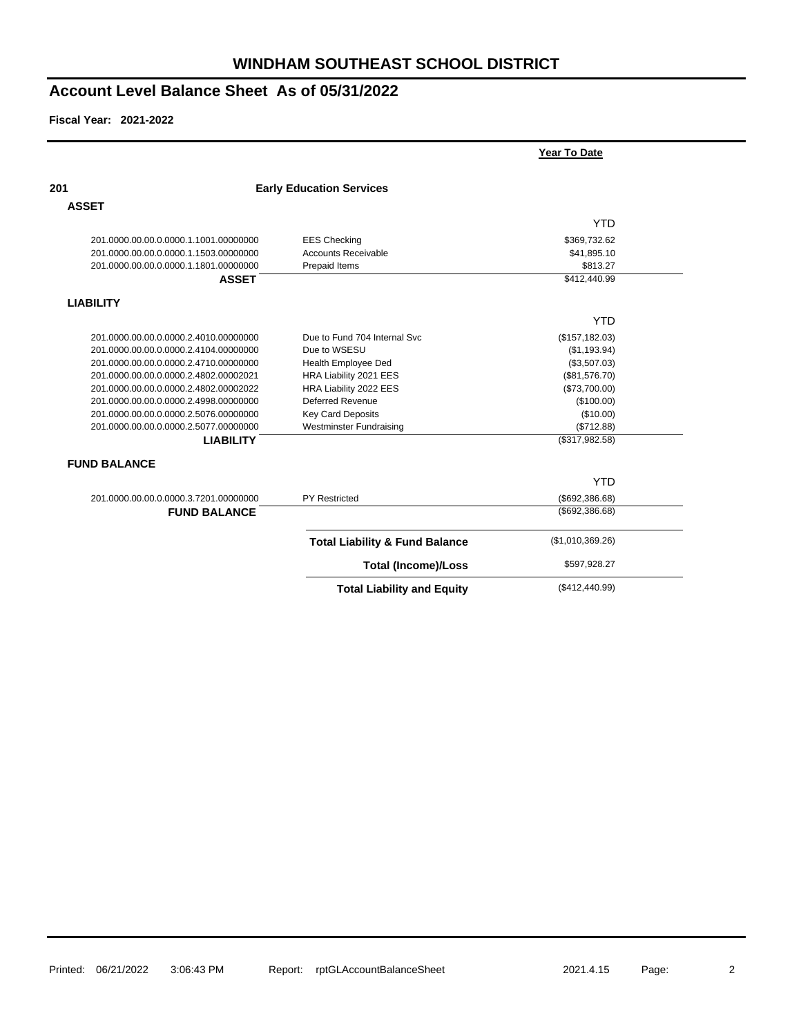# WINDHAM SOUTHEAST SCHOOL DISTRICT

## Account Level Balance Sheet As of 05/31/2022

**Fiscal Year: 2021-2022**

| | | Year To Date |
|---|---|---|
| **201** | **Early Education Services** | |
| **ASSET** | | |
| | | YTD |
| 201.0000.00.00.0.0000.1.1001.00000000 | EES Checking | $369,732.62 |
| 201.0000.00.00.0.0000.1.1503.00000000 | Accounts Receivable | $41,895.10 |
| 201.0000.00.00.0.0000.1.1801.00000000 | Prepaid Items | $813.27 |
| **ASSET** | | $412,440.99 |
| **LIABILITY** | | |
| | | YTD |
| 201.0000.00.00.0.0000.2.4010.00000000 | Due to Fund 704 Internal Svc | ($157,182.03) |
| 201.0000.00.00.0.0000.2.4104.00000000 | Due to WSESU | ($1,193.94) |
| 201.0000.00.00.0.0000.2.4710.00000000 | Health Employee Ded | ($3,507.03) |
| 201.0000.00.00.0.0000.2.4802.00002021 | HRA Liability 2021 EES | ($81,576.70) |
| 201.0000.00.00.0.0000.2.4802.00002022 | HRA Liability 2022 EES | ($73,700.00) |
| 201.0000.00.00.0.0000.2.4998.00000000 | Deferred Revenue | ($100.00) |
| 201.0000.00.00.0.0000.2.5076.00000000 | Key Card Deposits | ($10.00) |
| 201.0000.00.00.0.0000.2.5077.00000000 | Westminster Fundraising | ($712.88) |
| **LIABILITY** | | ($317,982.58) |
| **FUND BALANCE** | | |
| | | YTD |
| 201.0000.00.00.0.0000.3.7201.00000000 | PY Restricted | ($692,386.68) |
| **FUND BALANCE** | | ($692,386.68) |
| | **Total Liability & Fund Balance** | ($1,010,369.26) |
| | **Total (Income)/Loss** | $597,928.27 |
| | **Total Liability and Equity** | ($412,440.99) |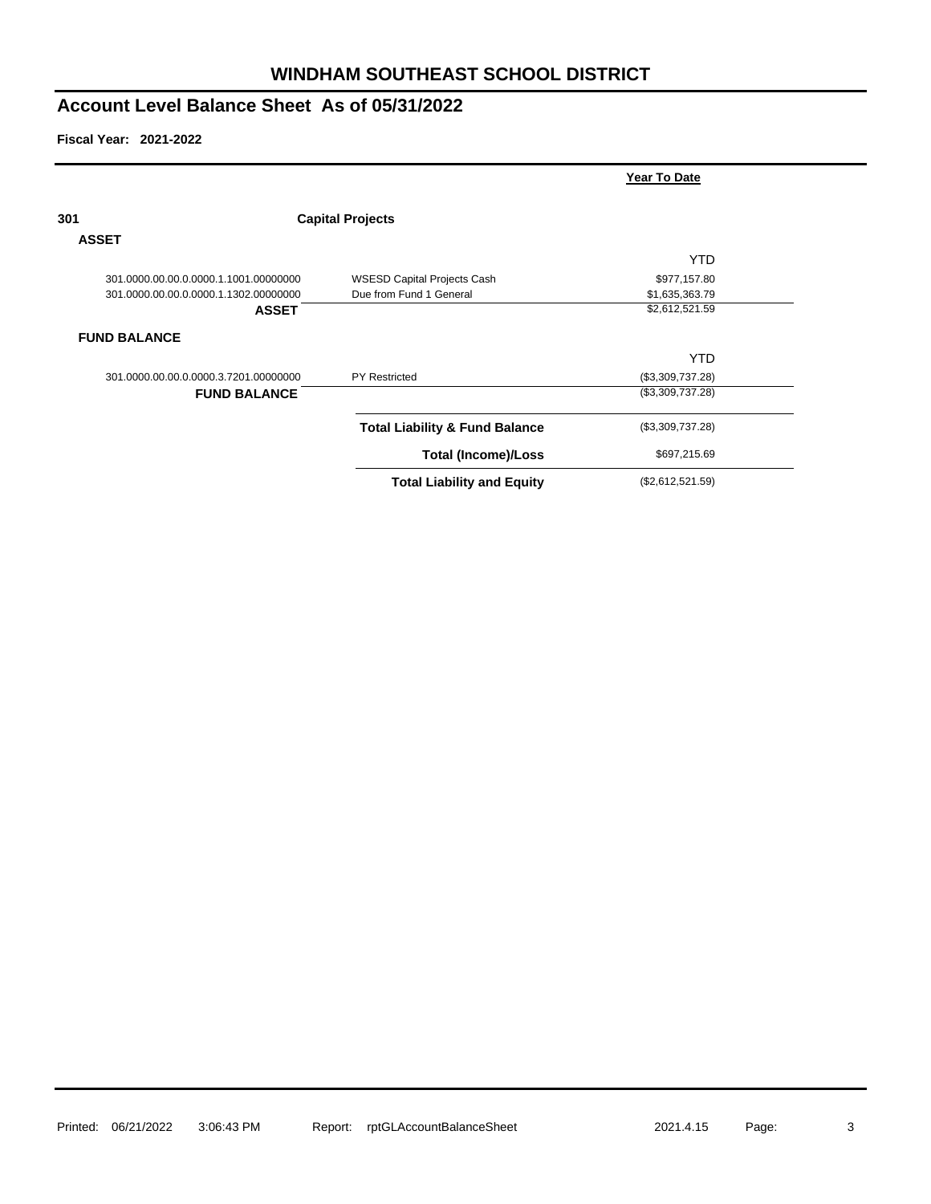# WINDHAM SOUTHEAST SCHOOL DISTRICT

## Account Level Balance Sheet As of 05/31/2022

**Fiscal Year: 2021-2022**

| | | Year To Date |
|---|---|---|
| **301** | **Capital Projects** | |
| **ASSET** | | |
| | | YTD |
| 301.0000.00.00.0.0000.1.1001.00000000 | WSESD Capital Projects Cash | $977,157.80 |
| 301.0000.00.00.0.0000.1.1302.00000000 | Due from Fund 1 General | $1,635,363.79 |
| **ASSET** | | $2,612,521.59 |
| **FUND BALANCE** | | |
| | | YTD |
| 301.0000.00.00.0.0000.3.7201.00000000 | PY Restricted | ($3,309,737.28) |
| **FUND BALANCE** | | ($3,309,737.28) |
| | **Total Liability & Fund Balance** | ($3,309,737.28) |
| | **Total (Income)/Loss** | $697,215.69 |
| | **Total Liability and Equity** | ($2,612,521.59) |

Printed: 06/21/2022 3:06:43 PM Report: rptGLAccountBalanceSheet 2021.4.15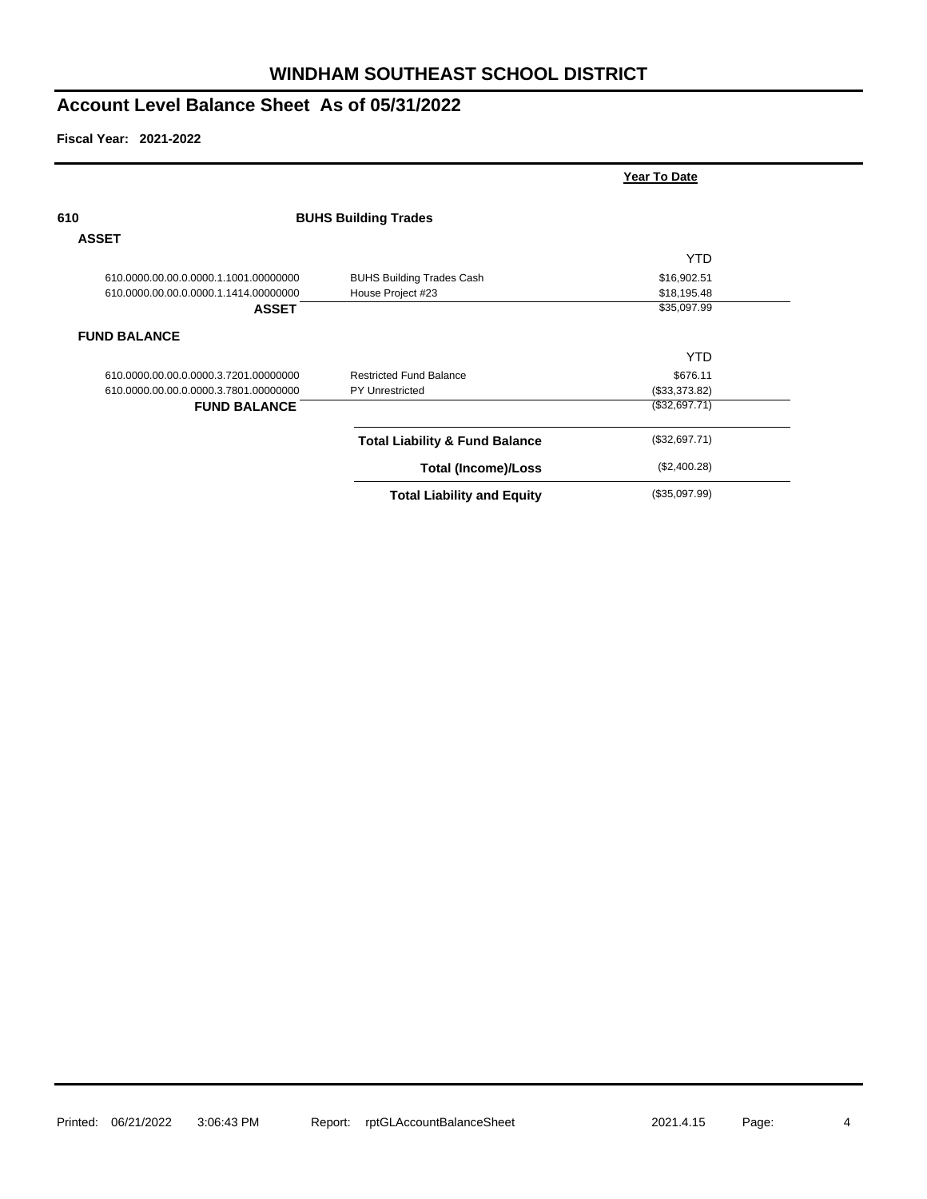# WINDHAM SOUTHEAST SCHOOL DISTRICT

## Account Level Balance Sheet As of 05/31/2022

**Fiscal Year: 2021-2022**

| | | Year To Date |
|---|---|---|
| **610** | **BUHS Building Trades** | |
| **ASSET** | | |
| | | YTD |
| 610.0000.00.00.0.0000.1.1001.00000000 | BUHS Building Trades Cash | $16,902.51 |
| 610.0000.00.00.0.0000.1.1414.00000000 | House Project #23 | $18,195.48 |
| **ASSET** | | $35,097.99 |
| **FUND BALANCE** | | |
| | | YTD |
| 610.0000.00.00.0.0000.3.7201.00000000 | Restricted Fund Balance | $676.11 |
| 610.0000.00.00.0.0000.3.7801.00000000 | PY Unrestricted | ($33,373.82) |
| **FUND BALANCE** | | ($32,697.71) |
| | **Total Liability & Fund Balance** | ($32,697.71) |
| | **Total (Income)/Loss** | ($2,400.28) |
| | **Total Liability and Equity** | ($35,097.99) |

Printed: 06/21/2022 3:06:43 PM Report: rptGLAccountBalanceSheet 2021.4.15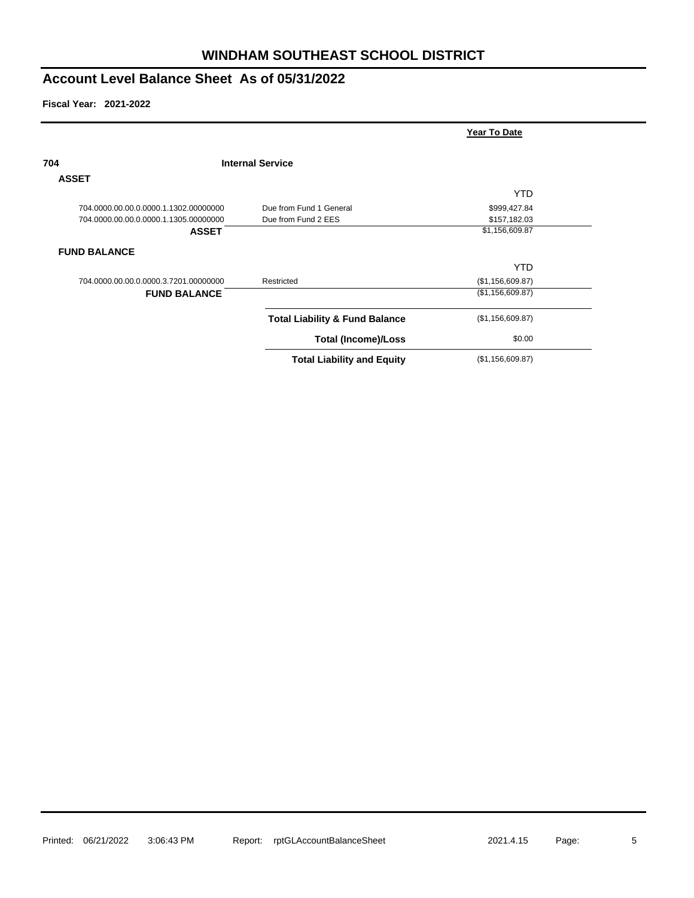# WINDHAM SOUTHEAST SCHOOL DISTRICT

## Account Level Balance Sheet As of 05/31/2022

**Fiscal Year: 2021-2022**

| | | Year To Date |
|---|---|---|
| **704** | **Internal Service** | |
| **ASSET** | | |
| | | YTD |
| 704.0000.00.00.0.0000.1.1302.00000000 | Due from Fund 1 General | $999,427.84 |
| 704.0000.00.00.0.0000.1.1305.00000000 | Due from Fund 2 EES | $157,182.03 |
| **ASSET** | | $1,156,609.87 |
| **FUND BALANCE** | | |
| | | YTD |
| 704.0000.00.00.0.0000.3.7201.00000000 | Restricted | ($1,156,609.87) |
| **FUND BALANCE** | | ($1,156,609.87) |
| | **Total Liability & Fund Balance** | ($1,156,609.87) |
| | **Total (Income)/Loss** | $0.00 |
| | **Total Liability and Equity** | ($1,156,609.87) |

Printed: 06/21/2022 3:06:43 PM Report: rptGLAccountBalanceSheet 2021.4.15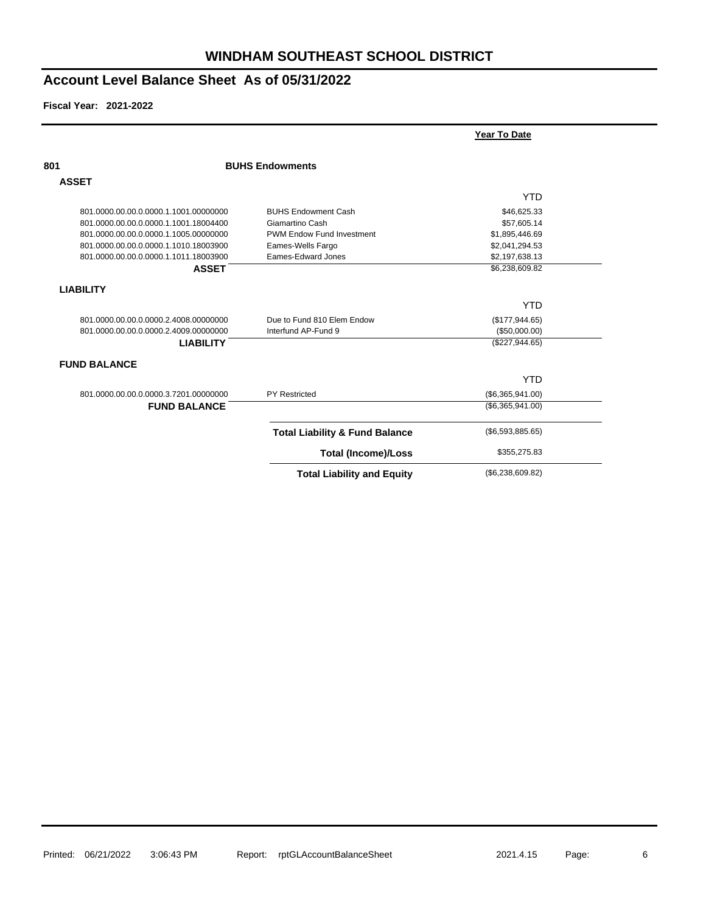# WINDHAM SOUTHEAST SCHOOL DISTRICT

## Account Level Balance Sheet As of 05/31/2022

**Fiscal Year: 2021-2022**

| | | Year To Date |
|---|---|---|
| **801** | **BUHS Endowments** | |
| **ASSET** | | |
| | | YTD |
| 801.0000.00.00.0.0000.1.1001.00000000 | BUHS Endowment Cash | $46,625.33 |
| 801.0000.00.00.0.0000.1.1001.18004400 | Giamartino Cash | $57,605.14 |
| 801.0000.00.00.0.0000.1.1005.00000000 | PWM Endow Fund Investment | $1,895,446.69 |
| 801.0000.00.00.0.0000.1.1010.18003900 | Eames-Wells Fargo | $2,041,294.53 |
| 801.0000.00.00.0.0000.1.1011.18003900 | Eames-Edward Jones | $2,197,638.13 |
| **ASSET** | | $6,238,609.82 |
| **LIABILITY** | | |
| | | YTD |
| 801.0000.00.00.0.0000.2.4008.00000000 | Due to Fund 810 Elem Endow | ($177,944.65) |
| 801.0000.00.00.0.0000.2.4009.00000000 | Interfund AP-Fund 9 | ($50,000.00) |
| **LIABILITY** | | ($227,944.65) |
| **FUND BALANCE** | | |
| | | YTD |
| 801.0000.00.00.0.0000.3.7201.00000000 | PY Restricted | ($6,365,941.00) |
| **FUND BALANCE** | | ($6,365,941.00) |
| | **Total Liability & Fund Balance** | ($6,593,885.65) |
| | **Total (Income)/Loss** | $355,275.83 |
| | **Total Liability and Equity** | ($6,238,609.82) |

Printed: 06/21/2022 3:06:43 PM Report: rptGLAccountBalanceSheet 2021.4.15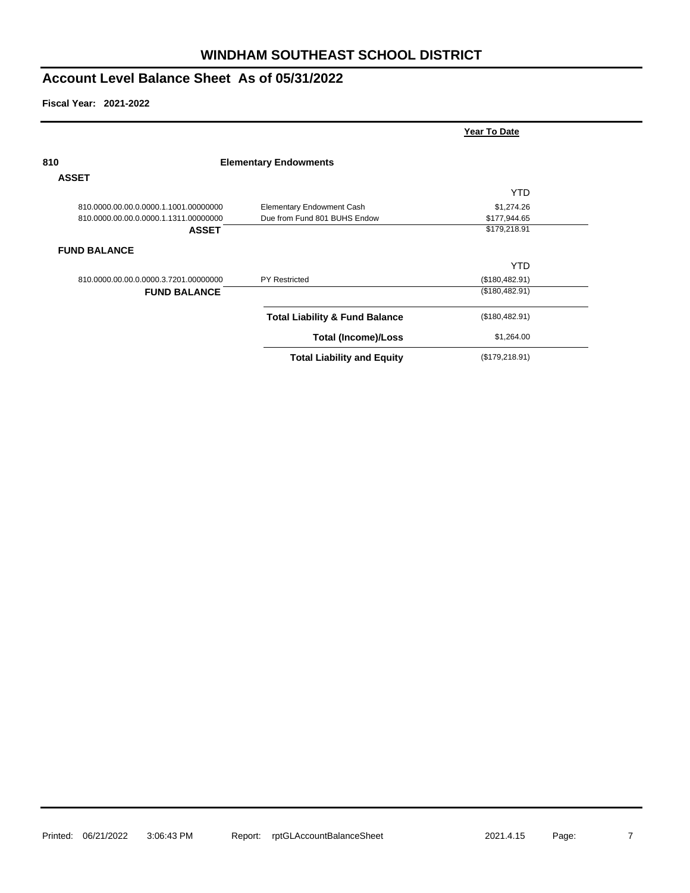# WINDHAM SOUTHEAST SCHOOL DISTRICT

## Account Level Balance Sheet As of 05/31/2022

**Fiscal Year: 2021-2022**

| | | Year To Date |
|---|---|---|
| **810** | **Elementary Endowments** | |
| **ASSET** | | |
| | | YTD |
| 810.0000.00.00.0.0000.1.1001.00000000 | Elementary Endowment Cash | $1,274.26 |
| 810.0000.00.00.0.0000.1.1311.00000000 | Due from Fund 801 BUHS Endow | $177,944.65 |
| **ASSET** | | $179,218.91 |
| **FUND BALANCE** | | |
| | | YTD |
| 810.0000.00.00.0.0000.3.7201.00000000 | PY Restricted | ($180,482.91) |
| **FUND BALANCE** | | ($180,482.91) |
| | **Total Liability & Fund Balance** | ($180,482.91) |
| | **Total (Income)/Loss** | $1,264.00 |
| | **Total Liability and Equity** | ($179,218.91) |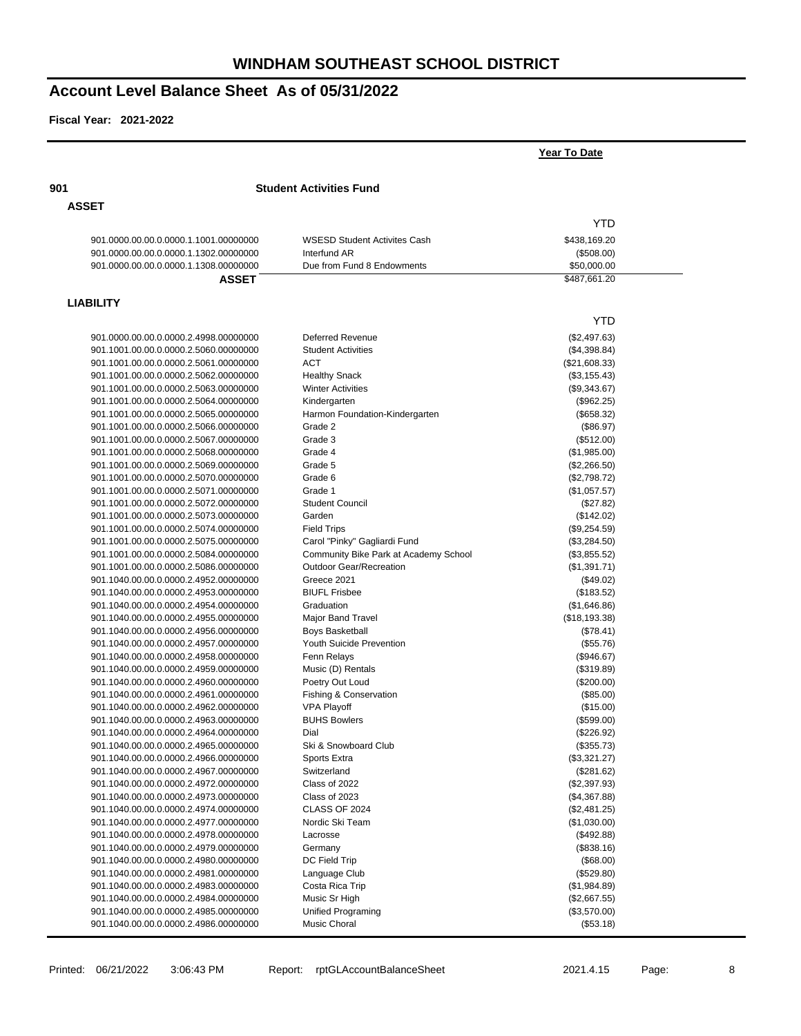# WINDHAM SOUTHEAST SCHOOL DISTRICT

## Account Level Balance Sheet As of 05/31/2022

**Fiscal Year: 2021-2022**

| | | **Year To Date** |
|---|---|---|
| **901** | **Student Activities Fund** | |
| **ASSET** | | |
| | | YTD |
| 901.0000.00.00.0.0000.1.1001.00000000 | WSESD Student Activites Cash | $438,169.20 |
| 901.0000.00.00.0.0000.1.1302.00000000 | Interfund AR | ($508.00) |
| 901.0000.00.00.0.0000.1.1308.00000000 | Due from Fund 8 Endowments | $50,000.00 |
| **ASSET** | | $487,661.20 |
| **LIABILITY** | | |
| | | YTD |
| 901.0000.00.00.0.0000.2.4998.00000000 | Deferred Revenue | ($2,497.63) |
| 901.1001.00.00.0.0000.2.5060.00000000 | Student Activities | ($4,398.84) |
| 901.1001.00.00.0.0000.2.5061.00000000 | ACT | ($21,608.33) |
| 901.1001.00.00.0.0000.2.5062.00000000 | Healthy Snack | ($3,155.43) |
| 901.1001.00.00.0.0000.2.5063.00000000 | Winter Activities | ($9,343.67) |
| 901.1001.00.00.0.0000.2.5064.00000000 | Kindergarten | ($962.25) |
| 901.1001.00.00.0.0000.2.5065.00000000 | Harmon Foundation-Kindergarten | ($658.32) |
| 901.1001.00.00.0.0000.2.5066.00000000 | Grade 2 | ($86.97) |
| 901.1001.00.00.0.0000.2.5067.00000000 | Grade 3 | ($512.00) |
| 901.1001.00.00.0.0000.2.5068.00000000 | Grade 4 | ($1,985.00) |
| 901.1001.00.00.0.0000.2.5069.00000000 | Grade 5 | ($2,266.50) |
| 901.1001.00.00.0.0000.2.5070.00000000 | Grade 6 | ($2,798.72) |
| 901.1001.00.00.0.0000.2.5071.00000000 | Grade 1 | ($1,057.57) |
| 901.1001.00.00.0.0000.2.5072.00000000 | Student Council | ($27.82) |
| 901.1001.00.00.0.0000.2.5073.00000000 | Garden | ($142.02) |
| 901.1001.00.00.0.0000.2.5074.00000000 | Field Trips | ($9,254.59) |
| 901.1001.00.00.0.0000.2.5075.00000000 | Carol "Pinky" Gagliardi Fund | ($3,284.50) |
| 901.1001.00.00.0.0000.2.5084.00000000 | Community Bike Park at Academy School | ($3,855.52) |
| 901.1001.00.00.0.0000.2.5086.00000000 | Outdoor Gear/Recreation | ($1,391.71) |
| 901.1040.00.00.0.0000.2.4952.00000000 | Greece 2021 | ($49.02) |
| 901.1040.00.00.0.0000.2.4953.00000000 | BIUFL Frisbee | ($183.52) |
| 901.1040.00.00.0.0000.2.4954.00000000 | Graduation | ($1,646.86) |
| 901.1040.00.00.0.0000.2.4955.00000000 | Major Band Travel | ($18,193.38) |
| 901.1040.00.00.0.0000.2.4956.00000000 | Boys Basketball | ($78.41) |
| 901.1040.00.00.0.0000.2.4957.00000000 | Youth Suicide Prevention | ($55.76) |
| 901.1040.00.00.0.0000.2.4958.00000000 | Fenn Relays | ($946.67) |
| 901.1040.00.00.0.0000.2.4959.00000000 | Music (D) Rentals | ($319.89) |
| 901.1040.00.00.0.0000.2.4960.00000000 | Poetry Out Loud | ($200.00) |
| 901.1040.00.00.0.0000.2.4961.00000000 | Fishing & Conservation | ($85.00) |
| 901.1040.00.00.0.0000.2.4962.00000000 | VPA Playoff | ($15.00) |
| 901.1040.00.00.0.0000.2.4963.00000000 | BUHS Bowlers | ($599.00) |
| 901.1040.00.00.0.0000.2.4964.00000000 | Dial | ($226.92) |
| 901.1040.00.00.0.0000.2.4965.00000000 | Ski & Snowboard Club | ($355.73) |
| 901.1040.00.00.0.0000.2.4966.00000000 | Sports Extra | ($3,321.27) |
| 901.1040.00.00.0.0000.2.4967.00000000 | Switzerland | ($281.62) |
| 901.1040.00.00.0.0000.2.4972.00000000 | Class of 2022 | ($2,397.93) |
| 901.1040.00.00.0.0000.2.4973.00000000 | Class of 2023 | ($4,367.88) |
| 901.1040.00.00.0.0000.2.4974.00000000 | CLASS OF 2024 | ($2,481.25) |
| 901.1040.00.00.0.0000.2.4977.00000000 | Nordic Ski Team | ($1,030.00) |
| 901.1040.00.00.0.0000.2.4978.00000000 | Lacrosse | ($492.88) |
| 901.1040.00.00.0.0000.2.4979.00000000 | Germany | ($838.16) |
| 901.1040.00.00.0.0000.2.4980.00000000 | DC Field Trip | ($68.00) |
| 901.1040.00.00.0.0000.2.4981.00000000 | Language Club | ($529.80) |
| 901.1040.00.00.0.0000.2.4983.00000000 | Costa Rica Trip | ($1,984.89) |
| 901.1040.00.00.0.0000.2.4984.00000000 | Music Sr High | ($2,667.55) |
| 901.1040.00.00.0.0000.2.4985.00000000 | Unified Programing | ($3,570.00) |
| 901.1040.00.00.0.0000.2.4986.00000000 | Music Choral | ($53.18) |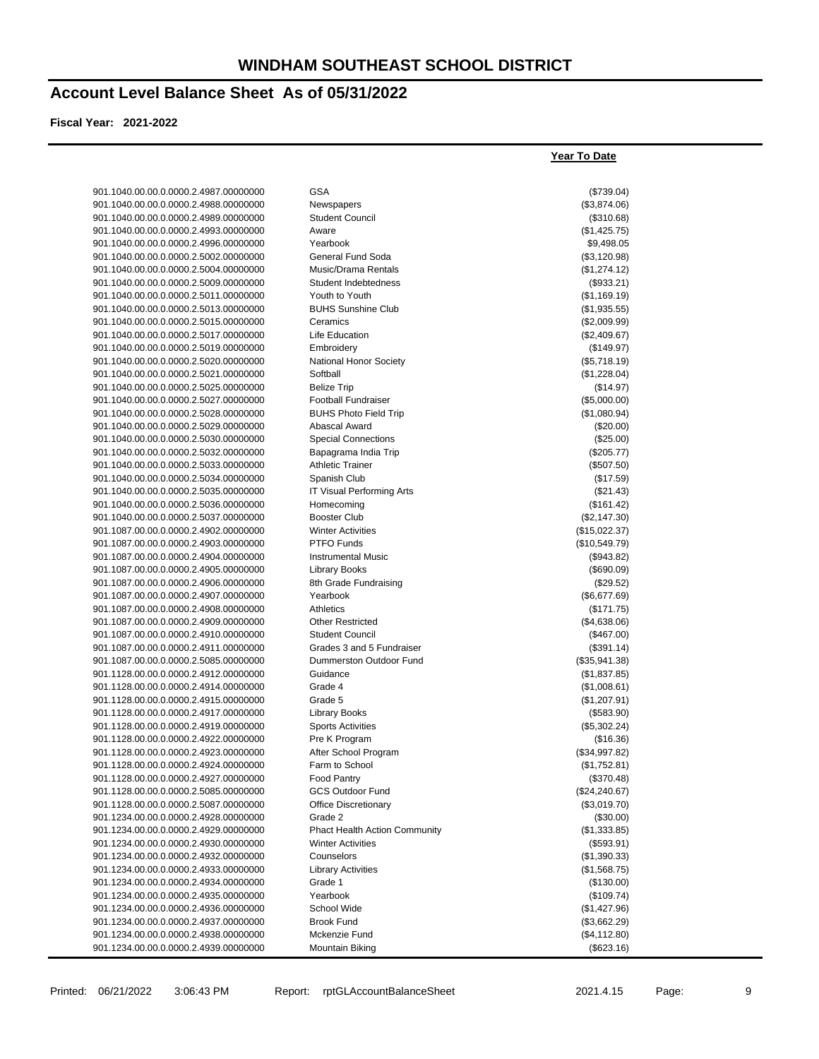# WINDHAM SOUTHEAST SCHOOL DISTRICT

## Account Level Balance Sheet As of 05/31/2022

**Fiscal Year: 2021-2022**

| | | Year To Date |
|---|---|---|
| 901.1040.00.00.0.0000.2.4987.00000000 | GSA | ($739.04) |
| 901.1040.00.00.0.0000.2.4988.00000000 | Newspapers | ($3,874.06) |
| 901.1040.00.00.0.0000.2.4989.00000000 | Student Council | ($310.68) |
| 901.1040.00.00.0.0000.2.4993.00000000 | Aware | ($1,425.75) |
| 901.1040.00.00.0.0000.2.4996.00000000 | Yearbook | $9,498.05 |
| 901.1040.00.00.0.0000.2.5002.00000000 | General Fund Soda | ($3,120.98) |
| 901.1040.00.00.0.0000.2.5004.00000000 | Music/Drama Rentals | ($1,274.12) |
| 901.1040.00.00.0.0000.2.5009.00000000 | Student Indebtedness | ($933.21) |
| 901.1040.00.00.0.0000.2.5011.00000000 | Youth to Youth | ($1,169.19) |
| 901.1040.00.00.0.0000.2.5013.00000000 | BUHS Sunshine Club | ($1,935.55) |
| 901.1040.00.00.0.0000.2.5015.00000000 | Ceramics | ($2,009.99) |
| 901.1040.00.00.0.0000.2.5017.00000000 | Life Education | ($2,409.67) |
| 901.1040.00.00.0.0000.2.5019.00000000 | Embroidery | ($149.97) |
| 901.1040.00.00.0.0000.2.5020.00000000 | National Honor Society | ($5,718.19) |
| 901.1040.00.00.0.0000.2.5021.00000000 | Softball | ($1,228.04) |
| 901.1040.00.00.0.0000.2.5025.00000000 | Belize Trip | ($14.97) |
| 901.1040.00.00.0.0000.2.5027.00000000 | Football Fundraiser | ($5,000.00) |
| 901.1040.00.00.0.0000.2.5028.00000000 | BUHS Photo Field Trip | ($1,080.94) |
| 901.1040.00.00.0.0000.2.5029.00000000 | Abascal Award | ($20.00) |
| 901.1040.00.00.0.0000.2.5030.00000000 | Special Connections | ($25.00) |
| 901.1040.00.00.0.0000.2.5032.00000000 | Bapagrama India Trip | ($205.77) |
| 901.1040.00.00.0.0000.2.5033.00000000 | Athletic Trainer | ($507.50) |
| 901.1040.00.00.0.0000.2.5034.00000000 | Spanish Club | ($17.59) |
| 901.1040.00.00.0.0000.2.5035.00000000 | IT Visual Performing Arts | ($21.43) |
| 901.1040.00.00.0.0000.2.5036.00000000 | Homecoming | ($161.42) |
| 901.1040.00.00.0.0000.2.5037.00000000 | Booster Club | ($2,147.30) |
| 901.1087.00.00.0.0000.2.4902.00000000 | Winter Activities | ($15,022.37) |
| 901.1087.00.00.0.0000.2.4903.00000000 | PTFO Funds | ($10,549.79) |
| 901.1087.00.00.0.0000.2.4904.00000000 | Instrumental Music | ($943.82) |
| 901.1087.00.00.0.0000.2.4905.00000000 | Library Books | ($690.09) |
| 901.1087.00.00.0.0000.2.4906.00000000 | 8th Grade Fundraising | ($29.52) |
| 901.1087.00.00.0.0000.2.4907.00000000 | Yearbook | ($6,677.69) |
| 901.1087.00.00.0.0000.2.4908.00000000 | Athletics | ($171.75) |
| 901.1087.00.00.0.0000.2.4909.00000000 | Other Restricted | ($4,638.06) |
| 901.1087.00.00.0.0000.2.4910.00000000 | Student Council | ($467.00) |
| 901.1087.00.00.0.0000.2.4911.00000000 | Grades 3 and 5 Fundraiser | ($391.14) |
| 901.1087.00.00.0.0000.2.5085.00000000 | Dummerston Outdoor Fund | ($35,941.38) |
| 901.1128.00.00.0.0000.2.4912.00000000 | Guidance | ($1,837.85) |
| 901.1128.00.00.0.0000.2.4914.00000000 | Grade 4 | ($1,008.61) |
| 901.1128.00.00.0.0000.2.4915.00000000 | Grade 5 | ($1,207.91) |
| 901.1128.00.00.0.0000.2.4917.00000000 | Library Books | ($583.90) |
| 901.1128.00.00.0.0000.2.4919.00000000 | Sports Activities | ($5,302.24) |
| 901.1128.00.00.0.0000.2.4922.00000000 | Pre K Program | ($16.36) |
| 901.1128.00.00.0.0000.2.4923.00000000 | After School Program | ($34,997.82) |
| 901.1128.00.00.0.0000.2.4924.00000000 | Farm to School | ($1,752.81) |
| 901.1128.00.00.0.0000.2.4927.00000000 | Food Pantry | ($370.48) |
| 901.1128.00.00.0.0000.2.5085.00000000 | GCS Outdoor Fund | ($24,240.67) |
| 901.1128.00.00.0.0000.2.5087.00000000 | Office Discretionary | ($3,019.70) |
| 901.1234.00.00.0.0000.2.4928.00000000 | Grade 2 | ($30.00) |
| 901.1234.00.00.0.0000.2.4929.00000000 | Phact Health Action Community | ($1,333.85) |
| 901.1234.00.00.0.0000.2.4930.00000000 | Winter Activities | ($593.91) |
| 901.1234.00.00.0.0000.2.4932.00000000 | Counselors | ($1,390.33) |
| 901.1234.00.00.0.0000.2.4933.00000000 | Library Activities | ($1,568.75) |
| 901.1234.00.00.0.0000.2.4934.00000000 | Grade 1 | ($130.00) |
| 901.1234.00.00.0.0000.2.4935.00000000 | Yearbook | ($109.74) |
| 901.1234.00.00.0.0000.2.4936.00000000 | School Wide | ($1,427.96) |
| 901.1234.00.00.0.0000.2.4937.00000000 | Brook Fund | ($3,662.29) |
| 901.1234.00.00.0.0000.2.4938.00000000 | Mckenzie Fund | ($4,112.80) |
| 901.1234.00.00.0.0000.2.4939.00000000 | Mountain Biking | ($623.16) |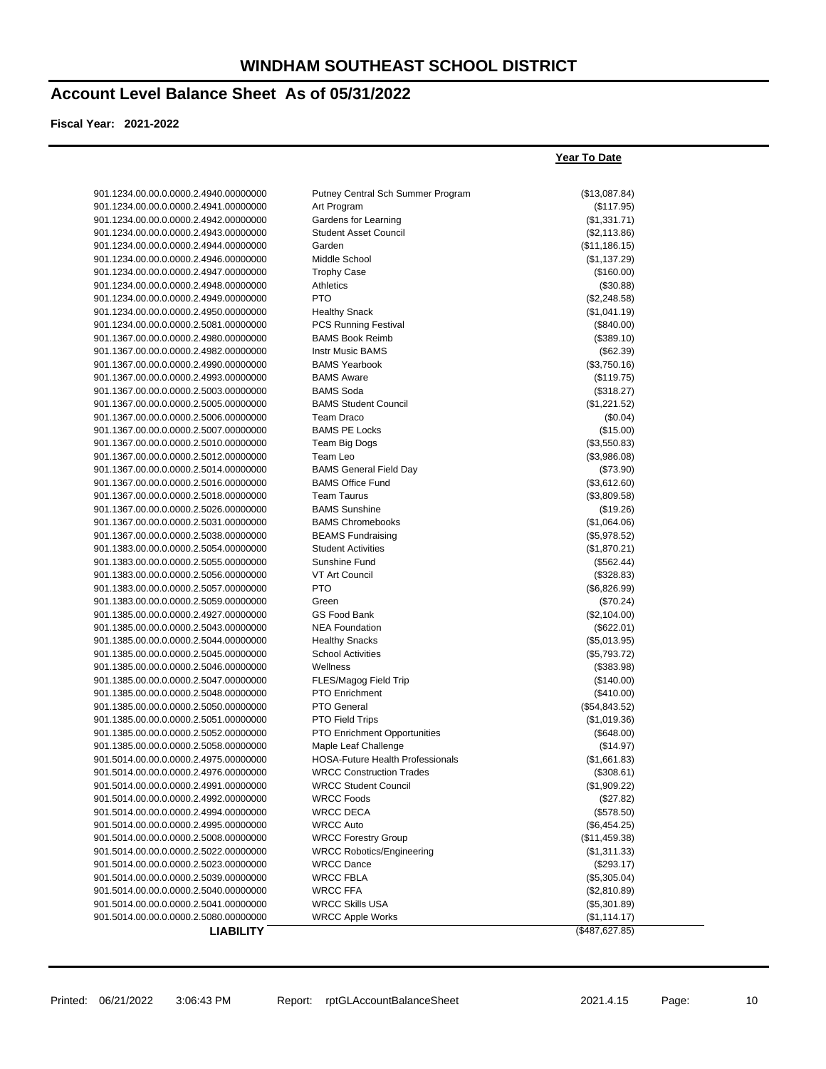# WINDHAM SOUTHEAST SCHOOL DISTRICT

## Account Level Balance Sheet As of 05/31/2022

**Fiscal Year: 2021-2022**

| Account | Description | Year To Date |
|---|---|---|
| 901.1234.00.00.0.0000.2.4940.00000000 | Putney Central Sch Summer Program | ($13,087.84) |
| 901.1234.00.00.0.0000.2.4941.00000000 | Art Program | ($117.95) |
| 901.1234.00.00.0.0000.2.4942.00000000 | Gardens for Learning | ($1,331.71) |
| 901.1234.00.00.0.0000.2.4943.00000000 | Student Asset Council | ($2,113.86) |
| 901.1234.00.00.0.0000.2.4944.00000000 | Garden | ($11,186.15) |
| 901.1234.00.00.0.0000.2.4946.00000000 | Middle School | ($1,137.29) |
| 901.1234.00.00.0.0000.2.4947.00000000 | Trophy Case | ($160.00) |
| 901.1234.00.00.0.0000.2.4948.00000000 | Athletics | ($30.88) |
| 901.1234.00.00.0.0000.2.4949.00000000 | PTO | ($2,248.58) |
| 901.1234.00.00.0.0000.2.4950.00000000 | Healthy Snack | ($1,041.19) |
| 901.1234.00.00.0.0000.2.5081.00000000 | PCS Running Festival | ($840.00) |
| 901.1367.00.00.0.0000.2.4980.00000000 | BAMS Book Reimb | ($389.10) |
| 901.1367.00.00.0.0000.2.4982.00000000 | Instr Music BAMS | ($62.39) |
| 901.1367.00.00.0.0000.2.4990.00000000 | BAMS Yearbook | ($3,750.16) |
| 901.1367.00.00.0.0000.2.4993.00000000 | BAMS Aware | ($119.75) |
| 901.1367.00.00.0.0000.2.5003.00000000 | BAMS Soda | ($318.27) |
| 901.1367.00.00.0.0000.2.5005.00000000 | BAMS Student Council | ($1,221.52) |
| 901.1367.00.00.0.0000.2.5006.00000000 | Team Draco | ($0.04) |
| 901.1367.00.00.0.0000.2.5007.00000000 | BAMS PE Locks | ($15.00) |
| 901.1367.00.00.0.0000.2.5010.00000000 | Team Big Dogs | ($3,550.83) |
| 901.1367.00.00.0.0000.2.5012.00000000 | Team Leo | ($3,986.08) |
| 901.1367.00.00.0.0000.2.5014.00000000 | BAMS General Field Day | ($73.90) |
| 901.1367.00.00.0.0000.2.5016.00000000 | BAMS Office Fund | ($3,612.60) |
| 901.1367.00.00.0.0000.2.5018.00000000 | Team Taurus | ($3,809.58) |
| 901.1367.00.00.0.0000.2.5026.00000000 | BAMS Sunshine | ($19.26) |
| 901.1367.00.00.0.0000.2.5031.00000000 | BAMS Chromebooks | ($1,064.06) |
| 901.1367.00.00.0.0000.2.5038.00000000 | BEAMS Fundraising | ($5,978.52) |
| 901.1383.00.00.0.0000.2.5054.00000000 | Student Activities | ($1,870.21) |
| 901.1383.00.00.0.0000.2.5055.00000000 | Sunshine Fund | ($562.44) |
| 901.1383.00.00.0.0000.2.5056.00000000 | VT Art Council | ($328.83) |
| 901.1383.00.00.0.0000.2.5057.00000000 | PTO | ($6,826.99) |
| 901.1383.00.00.0.0000.2.5059.00000000 | Green | ($70.24) |
| 901.1385.00.00.0.0000.2.4927.00000000 | GS Food Bank | ($2,104.00) |
| 901.1385.00.00.0.0000.2.5043.00000000 | NEA Foundation | ($622.01) |
| 901.1385.00.00.0.0000.2.5044.00000000 | Healthy Snacks | ($5,013.95) |
| 901.1385.00.00.0.0000.2.5045.00000000 | School Activities | ($5,793.72) |
| 901.1385.00.00.0.0000.2.5046.00000000 | Wellness | ($383.98) |
| 901.1385.00.00.0.0000.2.5047.00000000 | FLES/Magog Field Trip | ($140.00) |
| 901.1385.00.00.0.0000.2.5048.00000000 | PTO Enrichment | ($410.00) |
| 901.1385.00.00.0.0000.2.5050.00000000 | PTO General | ($54,843.52) |
| 901.1385.00.00.0.0000.2.5051.00000000 | PTO Field Trips | ($1,019.36) |
| 901.1385.00.00.0.0000.2.5052.00000000 | PTO Enrichment Opportunities | ($648.00) |
| 901.1385.00.00.0.0000.2.5058.00000000 | Maple Leaf Challenge | ($14.97) |
| 901.5014.00.00.0.0000.2.4975.00000000 | HOSA-Future Health Professionals | ($1,661.83) |
| 901.5014.00.00.0.0000.2.4976.00000000 | WRCC Construction Trades | ($308.61) |
| 901.5014.00.00.0.0000.2.4991.00000000 | WRCC Student Council | ($1,909.22) |
| 901.5014.00.00.0.0000.2.4992.00000000 | WRCC Foods | ($27.82) |
| 901.5014.00.00.0.0000.2.4994.00000000 | WRCC DECA | ($578.50) |
| 901.5014.00.00.0.0000.2.4995.00000000 | WRCC Auto | ($6,454.25) |
| 901.5014.00.00.0.0000.2.5008.00000000 | WRCC Forestry Group | ($11,459.38) |
| 901.5014.00.00.0.0000.2.5022.00000000 | WRCC Robotics/Engineering | ($1,311.33) |
| 901.5014.00.00.0.0000.2.5023.00000000 | WRCC Dance | ($293.17) |
| 901.5014.00.00.0.0000.2.5039.00000000 | WRCC FBLA | ($5,305.04) |
| 901.5014.00.00.0.0000.2.5040.00000000 | WRCC FFA | ($2,810.89) |
| 901.5014.00.00.0.0000.2.5041.00000000 | WRCC Skills USA | ($5,301.89) |
| 901.5014.00.00.0.0000.2.5080.00000000 | WRCC Apple Works | ($1,114.17) |
| **LIABILITY** | | ($487,627.85) |

Printed: 06/21/2022 3:06:43 PM Report: rptGLAccountBalanceSheet 2021.4.15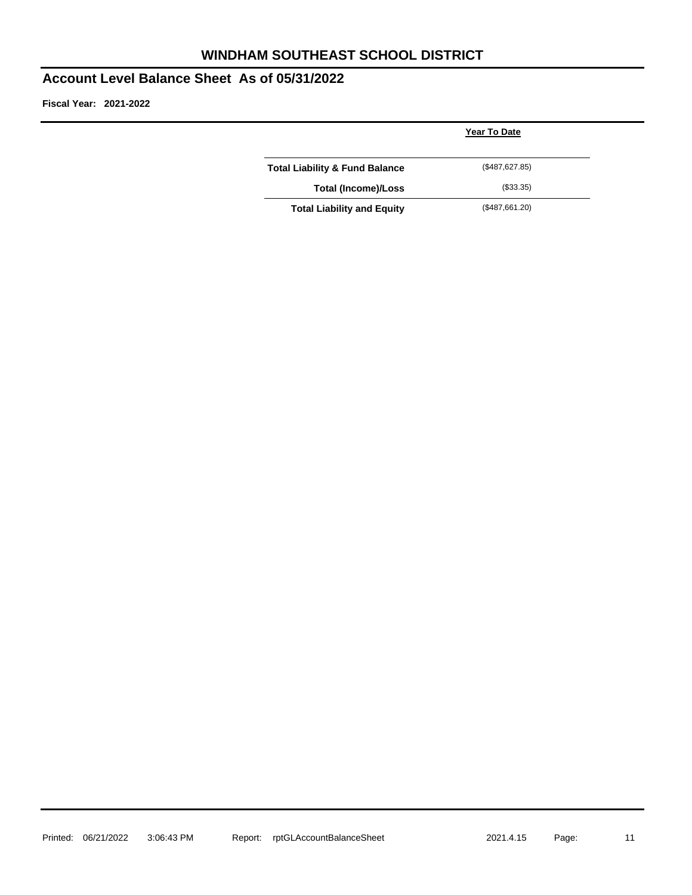# WINDHAM SOUTHEAST SCHOOL DISTRICT

## Account Level Balance Sheet As of 05/31/2022

**Fiscal Year: 2021-2022**

| | Year To Date |
|---|---|
| **Total Liability & Fund Balance** | ($487,627.85) |
| **Total (Income)/Loss** | ($33.35) |
| **Total Liability and Equity** | ($487,661.20) |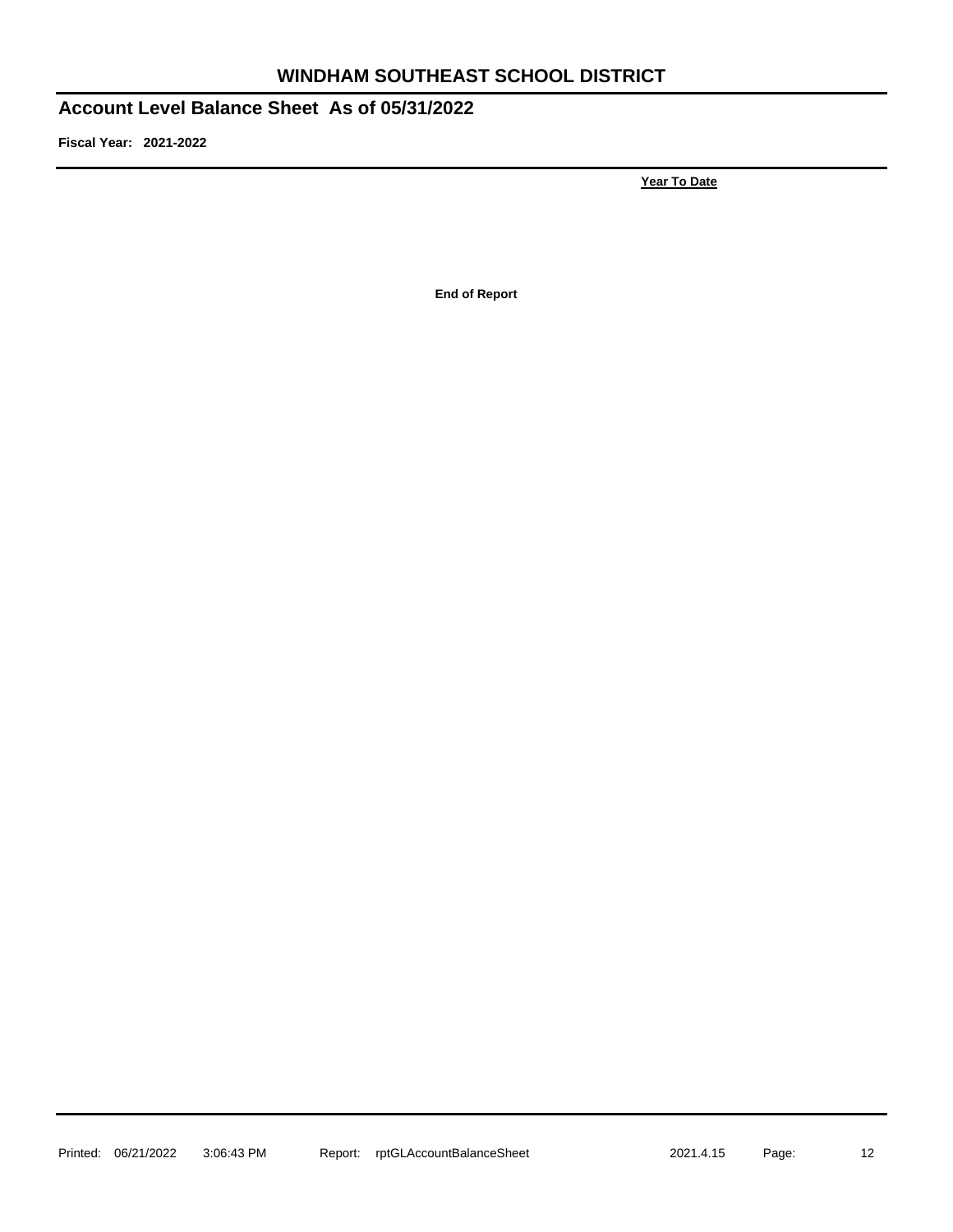# WINDHAM SOUTHEAST SCHOOL DISTRICT

## Account Level Balance Sheet As of 05/31/2022

**Fiscal Year: 2021-2022**

**Year To Date**

**End of Report**